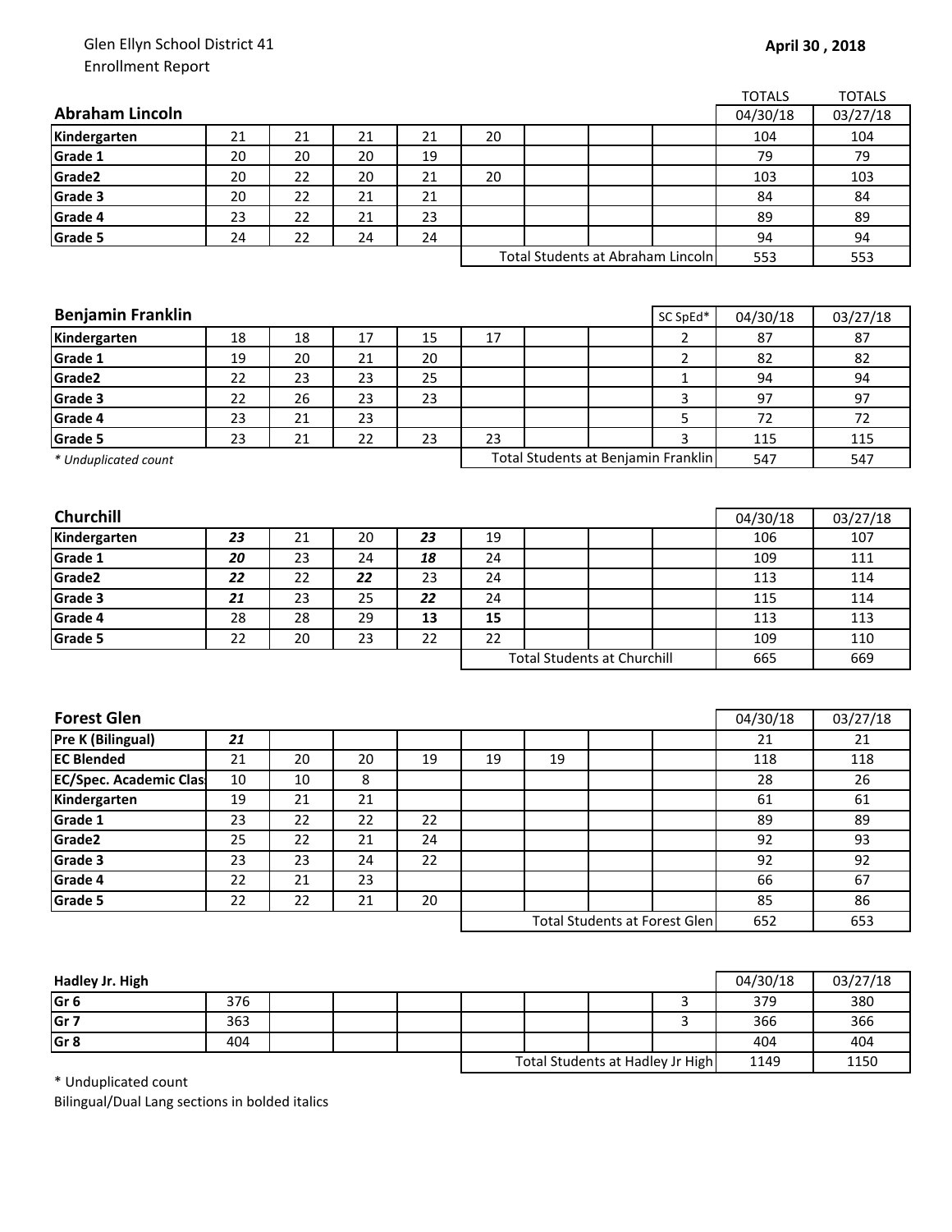Glen Ellyn School District 41
Enrollment Report

**April 30 , 2018**

| **Abraham Lincoln** | | | | | | | | | TOTALS 04/30/18 | TOTALS 03/27/18 |
|---|---|---|---|---|---|---|---|---|---|---|
| **Kindergarten** | 21 | 21 | 21 | 21 | 20 | | | | 104 | 104 |
| **Grade 1** | 20 | 20 | 20 | 19 | | | | | 79 | 79 |
| **Grade2** | 20 | 22 | 20 | 21 | 20 | | | | 103 | 103 |
| **Grade 3** | 20 | 22 | 21 | 21 | | | | | 84 | 84 |
| **Grade 4** | 23 | 22 | 21 | 23 | | | | | 89 | 89 |
| **Grade 5** | 24 | 22 | 24 | 24 | | | | | 94 | 94 |
| | | | | | Total Students at Abraham Lincoln | | | | 553 | 553 |

| **Benjamin Franklin** | | | | | | | | SC SpEd* | 04/30/18 | 03/27/18 |
|---|---|---|---|---|---|---|---|---|---|---|
| **Kindergarten** | 18 | 18 | 17 | 15 | 17 | | | 2 | 87 | 87 |
| **Grade 1** | 19 | 20 | 21 | 20 | | | | 2 | 82 | 82 |
| **Grade2** | 22 | 23 | 23 | 25 | | | | 1 | 94 | 94 |
| **Grade 3** | 22 | 26 | 23 | 23 | | | | 3 | 97 | 97 |
| **Grade 4** | 23 | 21 | 23 | | | | | 5 | 72 | 72 |
| **Grade 5** | 23 | 21 | 22 | 23 | 23 | | | 3 | 115 | 115 |
| *\* Unduplicated count* | | | | | Total Students at Benjamin Franklin | | | | 547 | 547 |

| **Churchill** | | | | | | | | | 04/30/18 | 03/27/18 |
|---|---|---|---|---|---|---|---|---|---|---|
| **Kindergarten** | ***23*** | 21 | 20 | ***23*** | 19 | | | | 106 | 107 |
| **Grade 1** | ***20*** | 23 | 24 | ***18*** | 24 | | | | 109 | 111 |
| **Grade2** | ***22*** | 22 | ***22*** | 23 | 24 | | | | 113 | 114 |
| **Grade 3** | ***21*** | 23 | 25 | ***22*** | 24 | | | | 115 | 114 |
| **Grade 4** | 28 | 28 | 29 | **13** | **15** | | | | 113 | 113 |
| **Grade 5** | 22 | 20 | 23 | 22 | 22 | | | | 109 | 110 |
| | | | | | Total Students at Churchill | | | | 665 | 669 |

| **Forest Glen** | | | | | | | | | 04/30/18 | 03/27/18 |
|---|---|---|---|---|---|---|---|---|---|---|
| **Pre K (Bilingual)** | ***21*** | | | | | | | | 21 | 21 |
| **EC Blended** | 21 | 20 | 20 | 19 | 19 | 19 | | | 118 | 118 |
| **EC/Spec. Academic Clas** | 10 | 10 | 8 | | | | | | 28 | 26 |
| **Kindergarten** | 19 | 21 | 21 | | | | | | 61 | 61 |
| **Grade 1** | 23 | 22 | 22 | 22 | | | | | 89 | 89 |
| **Grade2** | 25 | 22 | 21 | 24 | | | | | 92 | 93 |
| **Grade 3** | 23 | 23 | 24 | 22 | | | | | 92 | 92 |
| **Grade 4** | 22 | 21 | 23 | | | | | | 66 | 67 |
| **Grade 5** | 22 | 22 | 21 | 20 | | | | | 85 | 86 |
| | | | | | Total Students at Forest Glen | | | | 652 | 653 |

| **Hadley Jr. High** | | | | | | | | | 04/30/18 | 03/27/18 |
|---|---|---|---|---|---|---|---|---|---|---|
| **Gr 6** | 376 | | | | | | | 3 | 379 | 380 |
| **Gr 7** | 363 | | | | | | | 3 | 366 | 366 |
| **Gr 8** | 404 | | | | | | | | 404 | 404 |
| | | | | | Total Students at Hadley Jr High | | | | 1149 | 1150 |

\* Unduplicated count

Bilingual/Dual Lang sections in bolded italics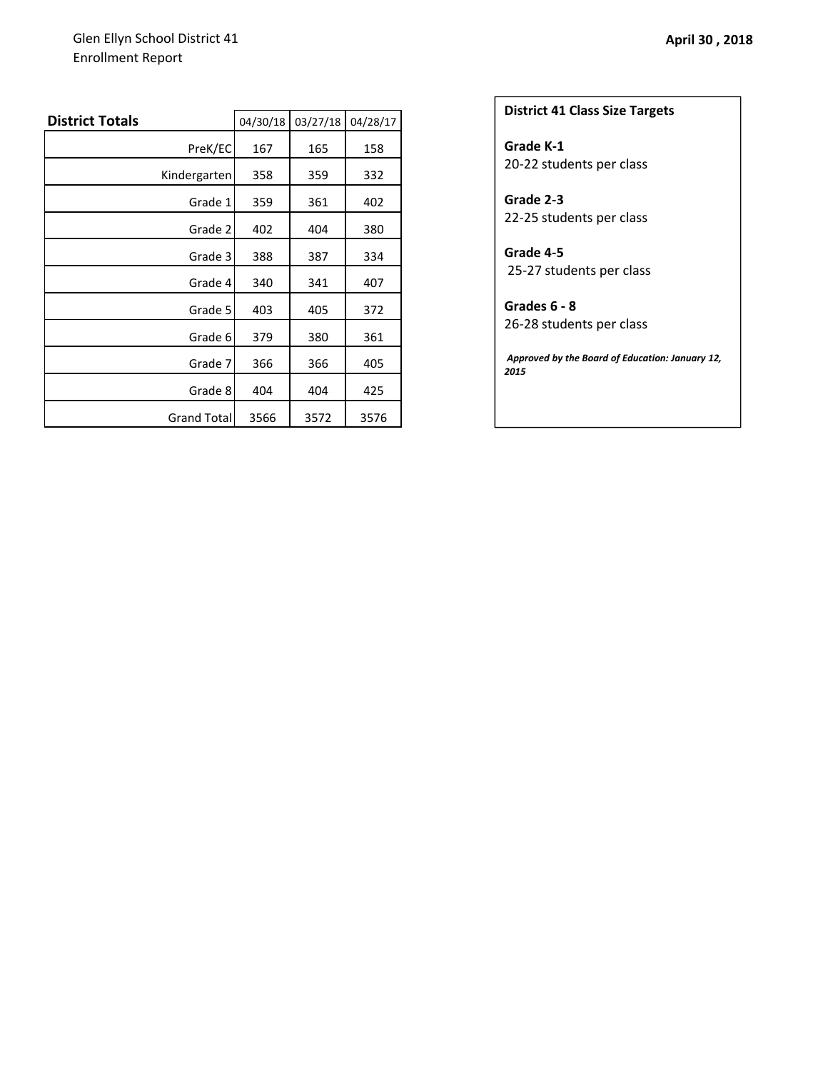Glen Ellyn School District 41
Enrollment Report

**April 30 , 2018**

| District Totals | 04/30/18 | 03/27/18 | 04/28/17 |
|---|---|---|---|
| PreK/EC | 167 | 165 | 158 |
| Kindergarten | 358 | 359 | 332 |
| Grade 1 | 359 | 361 | 402 |
| Grade 2 | 402 | 404 | 380 |
| Grade 3 | 388 | 387 | 334 |
| Grade 4 | 340 | 341 | 407 |
| Grade 5 | 403 | 405 | 372 |
| Grade 6 | 379 | 380 | 361 |
| Grade 7 | 366 | 366 | 405 |
| Grade 8 | 404 | 404 | 425 |
| Grand Total | 3566 | 3572 | 3576 |

**District 41 Class Size Targets**

**Grade K-1**
20-22 students per class

**Grade 2-3**
22-25 students per class

**Grade 4-5**
25-27 students per class

**Grades 6 - 8**
26-28 students per class

***Approved by the Board of Education: January 12, 2015***